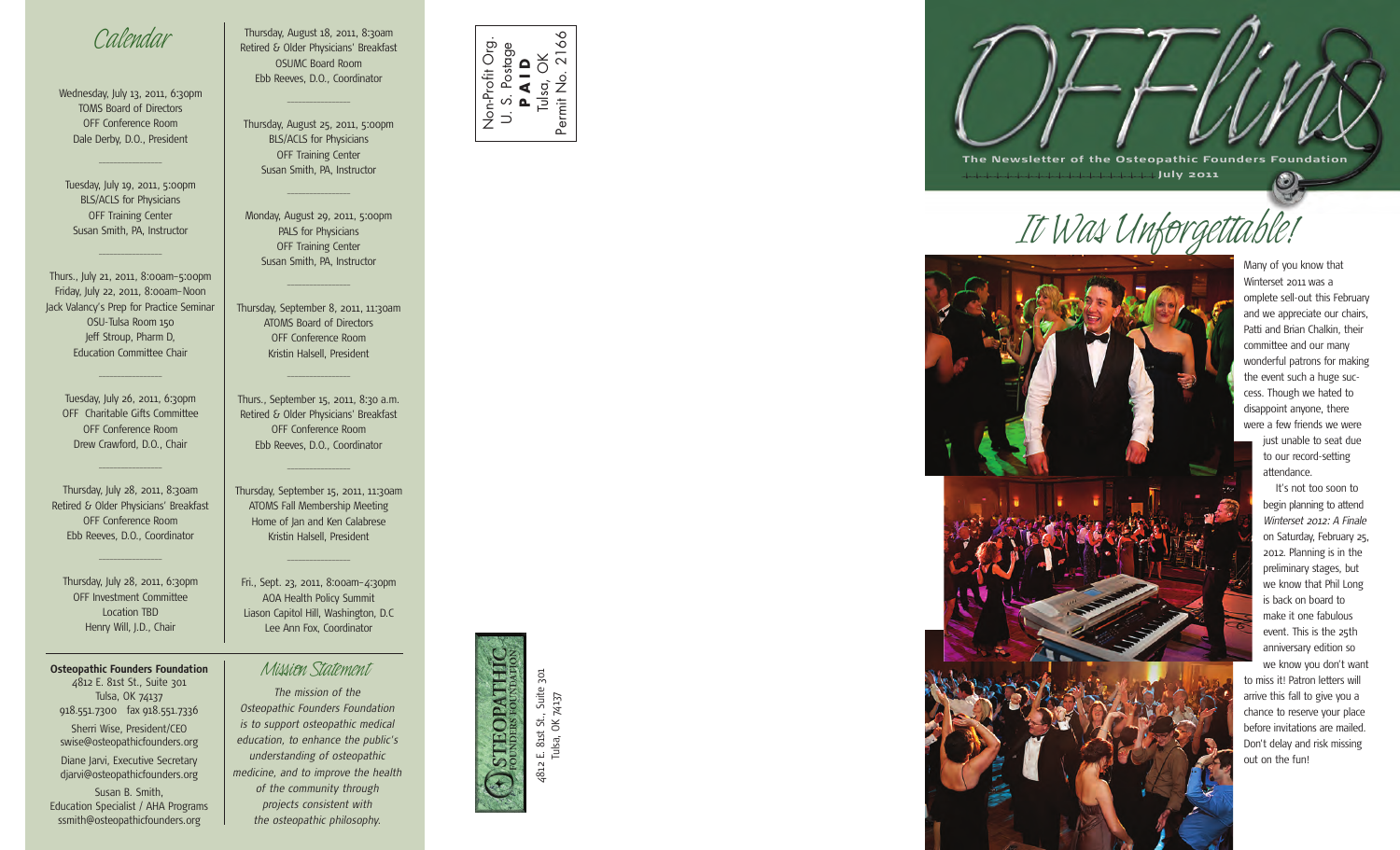## Calendar

Wednesday, July 13, 2011, 6:30pm
TOMS Board of Directors
OFF Conference Room
Dale Derby, D.O., President

---

Tuesday, July 19, 2011, 5:00pm
BLS/ACLS for Physicians
OFF Training Center
Susan Smith, PA, Instructor

---

Thurs., July 21, 2011, 8:00am–5:00pm
Friday, July 22, 2011, 8:00am–Noon
Jack Valancy's Prep for Practice Seminar
OSU-Tulsa Room 150
Jeff Stroup, Pharm D,
Education Committee Chair

---

Tuesday, July 26, 2011, 6:30pm
OFF Charitable Gifts Committee
OFF Conference Room
Drew Crawford, D.O., Chair

---

Thursday, July 28, 2011, 8:30am
Retired & Older Physicians' Breakfast
OFF Conference Room
Ebb Reeves, D.O., Coordinator

---

Thursday, July 28, 2011, 6:30pm
OFF Investment Committee
Location TBD
Henry Will, J.D., Chair

---

Thursday, August 18, 2011, 8:30am
Retired & Older Physicians' Breakfast
OSUMC Board Room
Ebb Reeves, D.O., Coordinator

---

Thursday, August 25, 2011, 5:00pm
BLS/ACLS for Physicians
OFF Training Center
Susan Smith, PA, Instructor

---

Monday, August 29, 2011, 5:00pm
PALS for Physicians
OFF Training Center
Susan Smith, PA, Instructor

---

Thursday, September 8, 2011, 11:30am
ATOMS Board of Directors
OFF Conference Room
Kristin Halsell, President

---

Thurs., September 15, 2011, 8:30 a.m.
Retired & Older Physicians' Breakfast
OFF Conference Room
Ebb Reeves, D.O., Coordinator

---

Thursday, September 15, 2011, 11:30am
ATOMS Fall Membership Meeting
Home of Jan and Ken Calabrese
Kristin Halsell, President

---

Fri., Sept. 23, 2011, 8:00am–4:30pm
AOA Health Policy Summit
Liason Capitol Hill, Washington, D.C
Lee Ann Fox, Coordinator

**Osteopathic Founders Foundation**
4812 E. 81st St., Suite 301
Tulsa, OK 74137
918.551.7300 fax 918.551.7336

Sherri Wise, President/CEO
swise@osteopathicfounders.org

Diane Jarvi, Executive Secretary
djarvi@osteopathicfounders.org

Susan B. Smith,
Education Specialist / AHA Programs
ssmith@osteopathicfounders.org

## Mission Statement

*The mission of the Osteopathic Founders Foundation is to support osteopathic medical education, to enhance the public's understanding of osteopathic medicine, and to improve the health of the community through projects consistent with the osteopathic philosophy.*

Non-Profit Org.
U. S. Postage
**PAID**
Tulsa, OK
Permit No. 2166

OSTEOPATHIC FOUNDERS FOUNDATION
4812 E. 81st St., Suite 301
Tulsa, OK 74137

# OFFlins

**The Newsletter of the Osteopathic Founders Foundation**
**July 2011**

## It Was Unforgettable!

Many of you know that Winterset 2011 was a omplete sell-out this February and we appreciate our chairs, Patti and Brian Chalkin, their committee and our many wonderful patrons for making the event such a huge success. Though we hated to disappoint anyone, there were a few friends we were just unable to seat due to our record-setting attendance.

It's not too soon to begin planning to attend *Winterset 2012: A Finale* on Saturday, February 25, 2012. Planning is in the preliminary stages, but we know that Phil Long is back on board to make it one fabulous event. This is the 25th anniversary edition so we know you don't want to miss it! Patron letters will arrive this fall to give you a chance to reserve your place before invitations are mailed. Don't delay and risk missing out on the fun!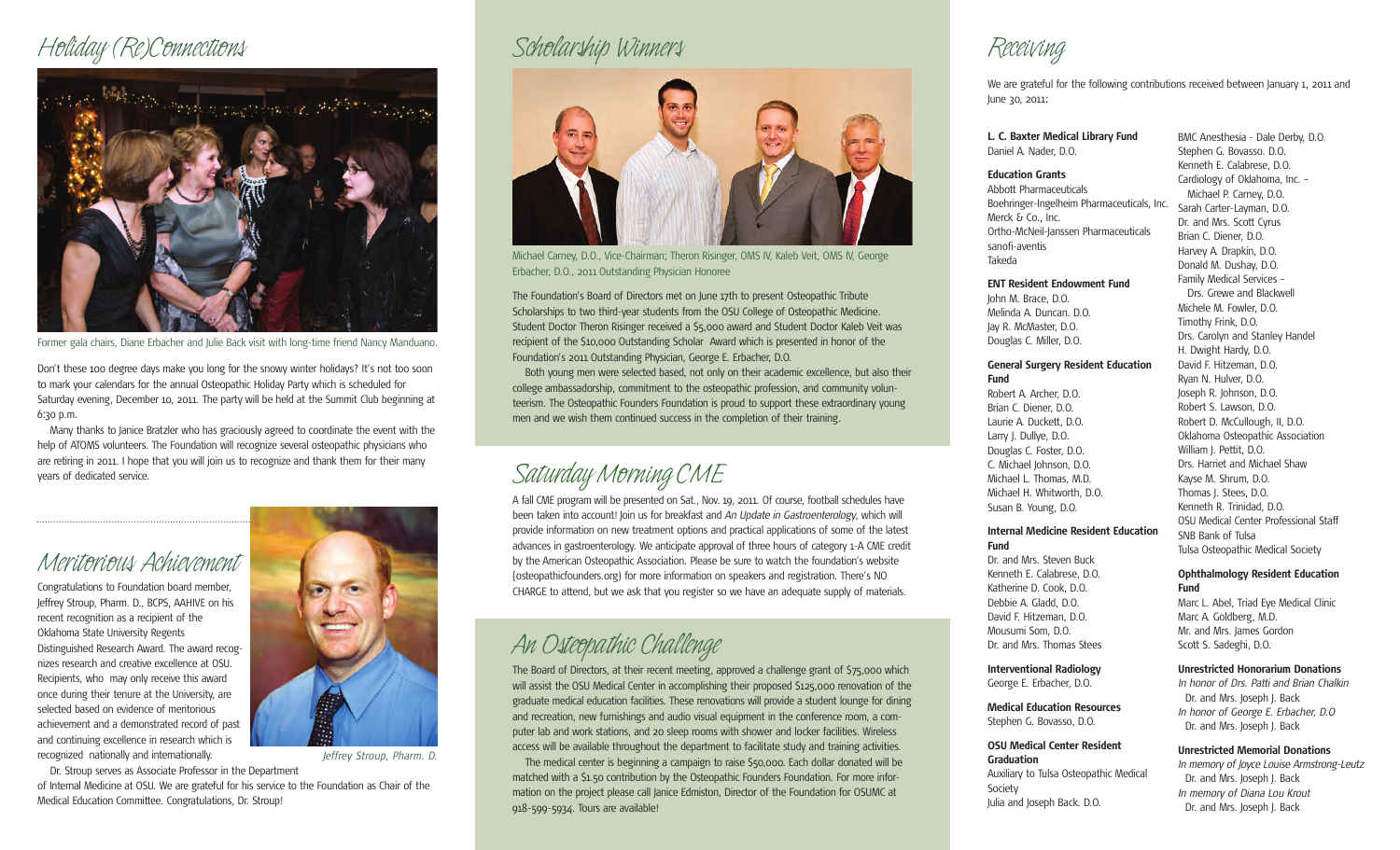## Holiday (Re)Connections

Former gala chairs, Diane Erbacher and Julie Back visit with long-time friend Nancy Manduano.

Don't these 100 degree days make you long for the snowy winter holidays? It's not too soon to mark your calendars for the annual Osteopathic Holiday Party which is scheduled for Saturday evening, December 10, 2011. The party will be held at the Summit Club beginning at 6:30 p.m.

Many thanks to Janice Bratzler who has graciously agreed to coordinate the event with the help of ATOMS volunteers. The Foundation will recognize several osteopathic physicians who are retiring in 2011. I hope that you will join us to recognize and thank them for their many years of dedicated service.

## Meritorious Achievement

Congratulations to Foundation board member, Jeffrey Stroup, Pharm. D., BCPS, AAHIVE on his recent recognition as a recipient of the Oklahoma State University Regents Distinguished Research Award. The award recognizes research and creative excellence at OSU. Recipients, who may only receive this award once during their tenure at the University, are selected based on evidence of meritorious achievement and a demonstrated record of past and continuing excellence in research which is recognized nationally and internationally.

*Jeffrey Stroup, Pharm. D.*

Dr. Stroup serves as Associate Professor in the Department of Internal Medicine at OSU. We are grateful for his service to the Foundation as Chair of the Medical Education Committee. Congratulations, Dr. Stroup!

## Scholarship Winners

Michael Carney, D.O., Vice-Chairman; Theron Risinger, OMS IV, Kaleb Veit, OMS IV, George Erbacher, D.O., 2011 Outstanding Physician Honoree

The Foundation's Board of Directors met on June 17th to present Osteopathic Tribute Scholarships to two third-year students from the OSU College of Osteopathic Medicine. Student Doctor Theron Risinger received a $5,000 award and Student Doctor Kaleb Veit was recipient of the $10,000 Outstanding Scholar Award which is presented in honor of the Foundation's 2011 Outstanding Physician, George E. Erbacher, D.O.

Both young men were selected based, not only on their academic excellence, but also their college ambassadorship, commitment to the osteopathic profession, and community volunteerism. The Osteopathic Founders Foundation is proud to support these extraordinary young men and we wish them continued success in the completion of their training.

## Saturday Morning CME

A fall CME program will be presented on Sat., Nov. 19, 2011. Of course, football schedules have been taken into account! Join us for breakfast and *An Update in Gastroenterology*, which will provide information on new treatment options and practical applications of some of the latest advances in gastroenterology. We anticipate approval of three hours of category 1-A CME credit by the American Osteopathic Association. Please be sure to watch the foundation's website (osteopathicfounders.org) for more information on speakers and registration. There's NO CHARGE to attend, but we ask that you register so we have an adequate supply of materials.

## An Osteopathic Challenge

The Board of Directors, at their recent meeting, approved a challenge grant of $75,000 which will assist the OSU Medical Center in accomplishing their proposed $125,000 renovation of the graduate medical education facilities. These renovations will provide a student lounge for dining and recreation, new furnishings and audio visual equipment in the conference room, a computer lab and work stations, and 20 sleep rooms with shower and locker facilities. Wireless access will be available throughout the department to facilitate study and training activities.

The medical center is beginning a campaign to raise $50,000. Each dollar donated will be matched with a $1.50 contribution by the Osteopathic Founders Foundation. For more information on the project please call Janice Edmiston, Director of the Foundation for OSUMC at 918-599-5934. Tours are available!

## Receiving

We are grateful for the following contributions received between January 1, 2011 and June 30, 2011:

**L. C. Baxter Medical Library Fund**
Daniel A. Nader, D.O.

**Education Grants**
Abbott Pharmaceuticals
Boehringer-Ingelheim Pharmaceuticals, Inc.
Merck & Co., Inc.
Ortho-McNeil-Janssen Pharmaceuticals
sanofi-aventis
Takeda

**ENT Resident Endowment Fund**
John M. Brace, D.O.
Melinda A. Duncan. D.O.
Jay R. McMaster, D.O.
Douglas C. Miller, D.O.

**General Surgery Resident Education Fund**
Robert A. Archer, D.O.
Brian C. Diener, D.O.
Laurie A. Duckett, D.O.
Larry J. Dullye, D.O.
Douglas C. Foster, D.O.
C. Michael Johnson, D.O.
Michael L. Thomas, M.D.
Michael H. Whitworth, D.O.
Susan B. Young, D.O.

**Internal Medicine Resident Education Fund**
Dr. and Mrs. Steven Buck
Kenneth E. Calabrese, D.O.
Katherine D. Cook, D.O.
Debbie A. Gladd, D.O.
David F. Hitzeman, D.O.
Mousumi Som, D.O.
Dr. and Mrs. Thomas Stees

**Interventional Radiology**
George E. Erbacher, D.O.

**Medical Education Resources**
Stephen G. Bovasso, D.O.

**OSU Medical Center Resident Graduation**
Auxiliary to Tulsa Osteopathic Medical Society
Julia and Joseph Back. D.O.

BMC Anesthesia - Dale Derby, D.O.
Stephen G. Bovasso. D.O.
Kenneth E. Calabrese, D.O.
Cardiology of Oklahoma, Inc. – Michael P. Carney, D.O.
Sarah Carter-Layman, D.O.
Dr. and Mrs. Scott Cyrus
Brian C. Diener, D.O.
Harvey A. Drapkin, D.O.
Donald M. Dushay, D.O.
Family Medical Services – Drs. Grewe and Blackwell
Michele M. Fowler, D.O.
Timothy Frink, D.O.
Drs. Carolyn and Stanley Handel
H. Dwight Hardy, D.O.
David F. Hitzeman, D.O.
Ryan N. Hulver, D.O.
Joseph R. Johnson, D.O.
Robert S. Lawson, D.O.
Robert D. McCullough, II, D.O.
Oklahoma Osteopathic Association
William J. Pettit, D.O.
Drs. Harriet and Michael Shaw
Kayse M. Shrum, D.O.
Thomas J. Stees, D.O.
Kenneth R. Trinidad, D.O.
OSU Medical Center Professional Staff
SNB Bank of Tulsa
Tulsa Osteopathic Medical Society

**Ophthalmology Resident Education Fund**
Marc L. Abel, Triad Eye Medical Clinic
Marc A. Goldberg, M.D.
Mr. and Mrs. James Gordon
Scott S. Sadeghi, D.O.

**Unrestricted Honorarium Donations**
*In honor of Drs. Patti and Brian Chalkin*
Dr. and Mrs. Joseph J. Back
*In honor of George E. Erbacher, D.O*
Dr. and Mrs. Joseph J. Back

**Unrestricted Memorial Donations**
*In memory of Joyce Louise Armstrong-Leutz*
Dr. and Mrs. Joseph J. Back
*In memory of Diana Lou Krout*
Dr. and Mrs. Joseph J. Back